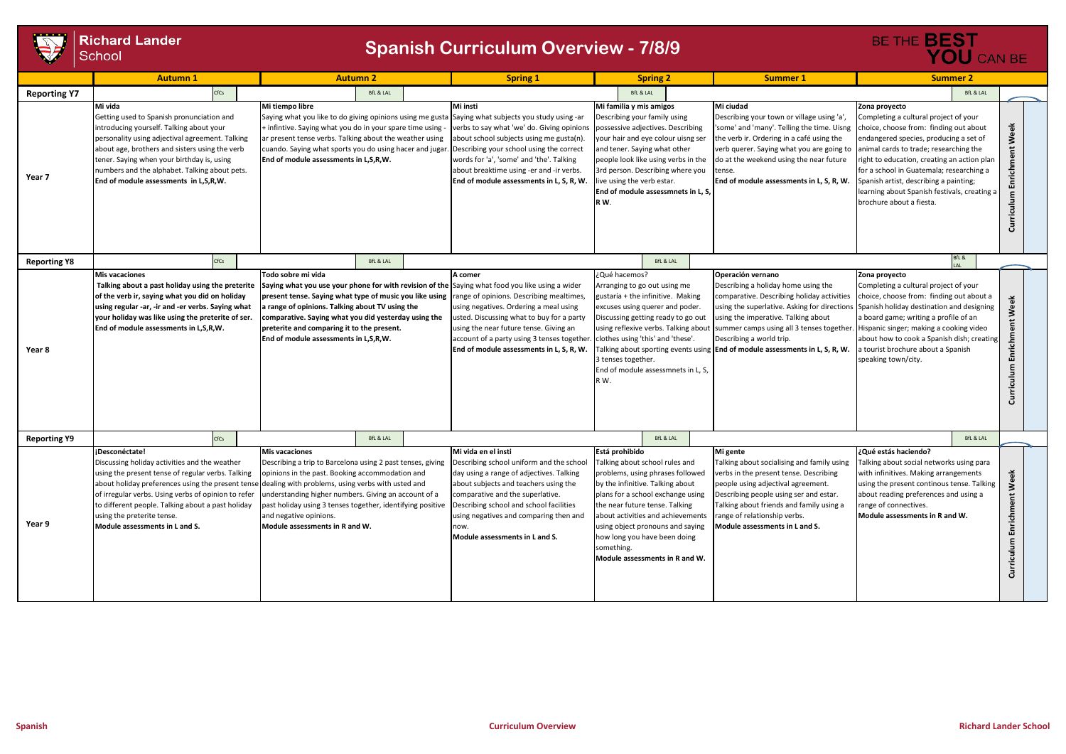# Richard Lander School

## Spanish Curriculum Overview - 7/8/9

BE THE **BEST YOU** CAN BE

| | Autumn 1 | Autumn 2 | Spring 1 | Spring 2 | Summer 1 | Summer 2 | |
|---|---|---|---|---|---|---|---|
| **Reporting Y7** | CfCs | BfL & LAL | | BfL & LAL | | BfL & LAL | |
| **Year 7** | **Mi vida**<br>Getting used to Spanish pronunciation and introducing yourself. Talking about your personality using adjectival agreement. Talking about age, brothers and sisters using the verb tener. Saying when your birthday is, using numbers and the alphabet. Talking about pets.<br>**End of module assessments in L,S,R,W.** | **Mi tiempo libre**<br>Saying what you like to do giving opinions using me gusta + infintive. Saying what you do in your spare time using -ar present tense verbs. Talking about the weather using cuando. Saying what sports you do using hacer and jugar.<br>**End of module assessments in L,S,R,W.** | **Mi insti**<br>Saying what subjects you study using -ar verbs to say what 'we' do. Giving opinions about school subjects using me gusta(n). Describing your school using the correct words for 'a', 'some' and 'the'. Talking about breaktime using -er and -ir verbs.<br>**End of module assessments in L, S, R, W.** | **Mi familia y mis amigos**<br>Describing your family using possessive adjectives. Describing your hair and eye colour uisng ser and tener. Saying what other people look like using verbs in the 3rd person. Describing where you live using the verb estar.<br>**End of module assessmnets in L, S, R W.** | **Mi ciudad**<br>Describing your town or village using 'a', 'some' and 'many'. Telling the time. Uisng the verb ir. Ordering in a café using the verb querer. Saying what you are going to do at the weekend using the near future tense.<br>**End of module assessments in L, S, R, W.** | **Zona proyecto**<br>Completing a cultural project of your choice, choose from: finding out about endangered species, producing a set of animal cards to trade; researching the right to education, creating an action plan for a school in Guatemala; researching a Spanish artist, describing a painting; learning about Spanish festivals, creating a brochure about a fiesta. | **Curriculum Enrichment Week** |
| **Reporting Y8** | CfCs | BfL & LAL | | BfL & LAL | | BfL & LAL | |
| **Year 8** | **Mis vacaciones**<br>**Talking about a past holiday using the preterite of the verb ir, saying what you did on holiday using regular -ar, -ir and -er verbs. Saying what your holiday was like using the preterite of ser. End of module assessments in L,S,R,W.** | **Todo sobre mi vida**<br>**Saying what you use your phone for with revision of the present tense. Saying what type of music you like using a range of opinions. Talking about TV using the comparative. Saying what you did yesterday using the preterite and comparing it to the present.**<br>**End of module assessments in L,S,R,W.** | **A comer**<br>Saying what food you like using a wider range of opinions. Describing mealtimes, using negatives. Ordering a meal using usted. Discussing what to buy for a party using the near future tense. Giving an account of a party using 3 tenses together.<br>**End of module assessments in L, S, R, W.** | ¿Qué hacemos?<br>Arranging to go out using me gustaría + the infinitive. Making excuses using querer and poder. Discussing getting ready to go out using reflexive verbs. Talking about clothes using 'this' and 'these'. Talking about sporting events using 3 tenses together.<br>End of module assessmnets in L, S, R W. | **Operación vernano**<br>Describing a holiday home using the comparative. Describing holiday activities using the superlative. Asking for directions using the imperative. Talking about summer camps using all 3 tenses together. Describing a world trip.<br>**End of module assessments in L, S, R, W.** | **Zona proyecto**<br>Completing a cultural project of your choice, choose from: finding out about a Spanish holiday destination and designing a board game; writing a profile of an Hispanic singer; making a cooking video about how to cook a Spanish dish; creating a tourist brochure about a Spanish speaking town/city. | **Curriculum Enrichment Week** |
| **Reporting Y9** | CfCs | BfL & LAL | | BfL & LAL | | BfL & LAL | |
| **Year 9** | **¡Desconéctate!**<br>Discussing holiday activities and the weather using the present tense of regular verbs. Talking about holiday preferences using the present tense of irregular verbs. Using verbs of opinion to refer to different people. Talking about a past holiday using the preterite tense.<br>**Module assessments in L and S.** | **Mis vacaciones**<br>Describing a trip to Barcelona using 2 past tenses, giving opinions in the past. Booking accommodation and dealing with problems, using verbs with usted and understanding higher numbers. Giving an account of a past holiday using 3 tenses together, identifying positive and negative opinions.<br>**Module assessments in R and W.** | **Mi vida en el insti**<br>Describing school uniform and the school day using a range of adjectives. Talking about subjects and teachers using the comparative and the superlative. Describing school and school facilities using negatives and comparing then and now.<br>**Module assessments in L and S.** | **Está prohibido**<br>Talking about school rules and problems, using phrases followed by the infinitive. Talking about plans for a school exchange using the near future tense. Talking about activities and achievements using object pronouns and saying how long you have been doing something.<br>**Module assessments in R and W.** | **Mi gente**<br>Talking about socialising and family using verbs in the present tense. Describing people using adjectival agreement. Describing people using ser and estar. Talking about friends and family using a range of relationship verbs.<br>**Module assessments in L and S.** | **¿Qué estás haciendo?**<br>Talking about social networks using para with infinitives. Making arrangements using the present continous tense. Talking about reading preferences and using a range of connectives.<br>**Module assessments in R and W.** | **Curriculum Enrichment Week** |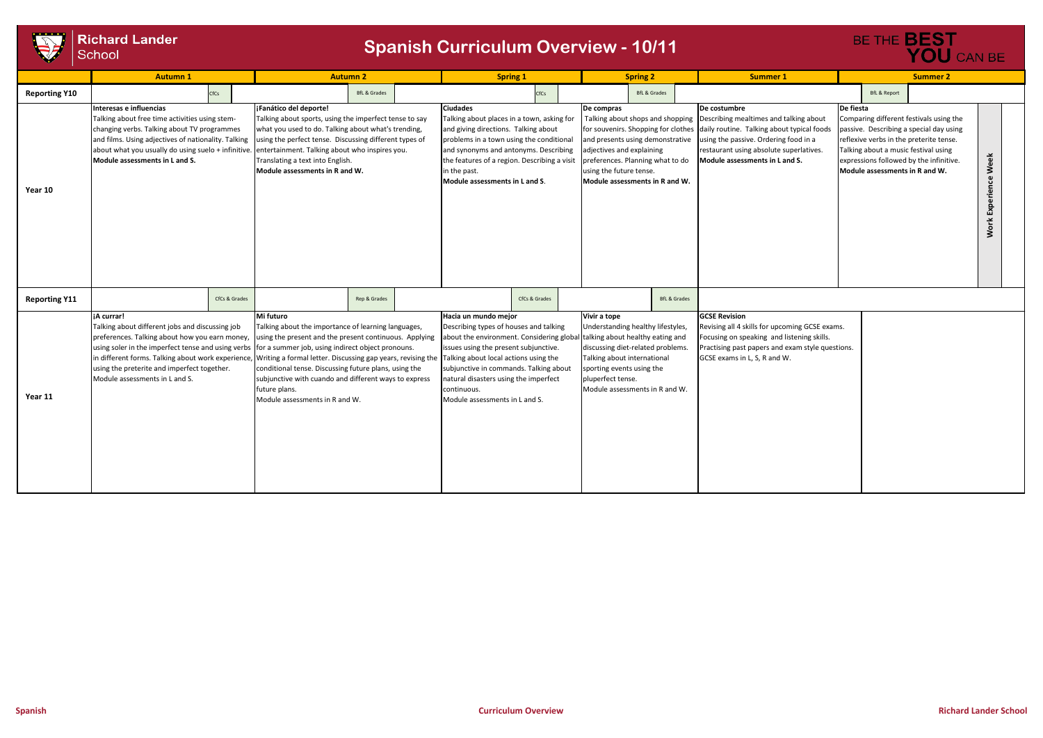# Spanish Curriculum Overview - 10/11

Richard Lander School

BE THE BEST YOU CAN BE

| | Autumn 1 | Autumn 2 | Spring 1 | Spring 2 | Summer 1 | Summer 2 | |
|---|---|---|---|---|---|---|---|
| **Reporting Y10** | CfCs | BfL & Grades | CfCs | BfL & Grades | | BfL & Report | |
| **Year 10** | **Interesas e influencias** Talking about free time activities using stem-changing verbs. Talking about TV programmes and films. Using adjectives of nationality. Talking about what you usually do using suelo + infinitive. **Module assessments in L and S.** | **¡Fanático del deporte!** Talking about sports, using the imperfect tense to say what you used to do. Talking about what's trending, using the perfect tense. Discussing different types of entertainment. Talking about who inspires you. Translating a text into English. **Module assessments in R and W.** | **Ciudades** Talking about places in a town, asking for and giving directions. Talking about problems in a town using the conditional and synonyms and antonyms. Describing the features of a region. Describing a visit in the past. **Module assessments in L and S.** | **De compras** Talking about shops and shopping for souvenirs. Shopping for clothes and presents using demonstrative adjectives and explaining preferences. Planning what to do using the future tense. **Module assessments in R and W.** | **De costumbre** Describing mealtimes and talking about daily routine. Talking about typical foods using the passive. Ordering food in a restaurant using absolute superlatives. **Module assessments in L and S.** | **De fiesta** Comparing different festivals using the passive. Describing a special day using reflexive verbs in the preterite tense. Talking about a music festival using expressions followed by the infinitive. **Module assessments in R and W.** | **Work Experience Week** |
| **Reporting Y11** | CfCs & Grades | Rep & Grades | CfCs & Grades | BfL & Grades | | | |
| **Year 11** | **¡A currar!** Talking about different jobs and discussing job preferences. Talking about how you earn money, using soler in the imperfect tense and using verbs in different forms. Talking about work experience, using the preterite and imperfect together. Module assessments in L and S. | **Mi futuro** Talking about the importance of learning languages, using the present and the present continuous. Applying for a summer job, using indirect object pronouns. Writing a formal letter. Discussing gap years, revising the conditional tense. Discussing future plans, using the subjunctive with cuando and different ways to express future plans. Module assessments in R and W. | **Hacia un mundo mejor** Describing types of houses and talking about the environment. Considering global issues using the present subjunctive. Talking about local actions using the subjunctive in commands. Talking about natural disasters using the imperfect continuous. Module assessments in L and S. | **Vivir a tope** Understanding healthy lifestyles, talking about healthy eating and discussing diet-related problems. Talking about international sporting events using the pluperfect tense. Module assessments in R and W. | **GCSE Revision** Revising all 4 skills for upcoming GCSE exams. Focusing on speaking and listening skills. Practising past papers and exam style questions. GCSE exams in L, S, R and W. | | |